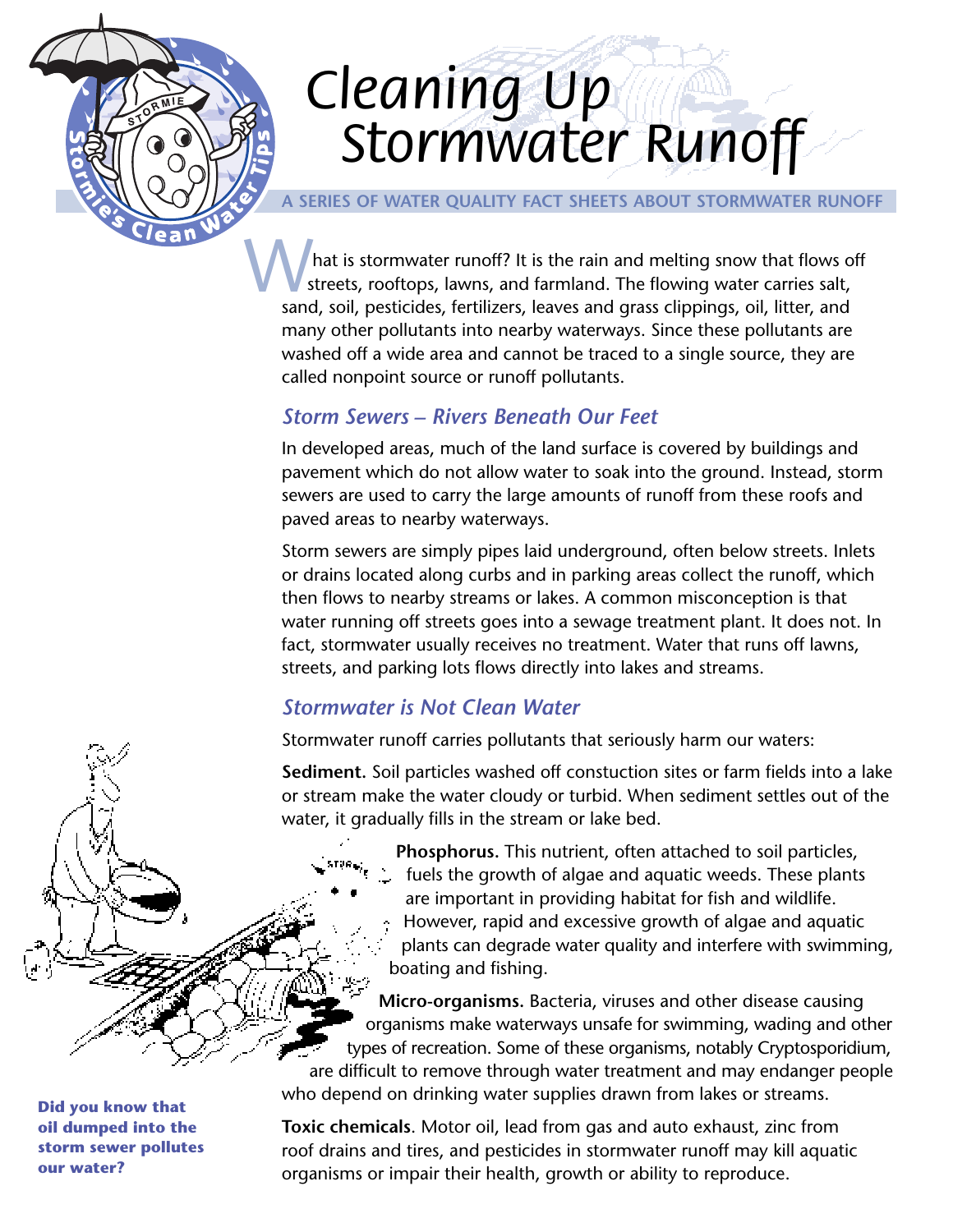# Cleaning Up Stormwater Runoff

Stormie's Clean Water Tips

A SERIES OF WATER QUALITY FACT SHEETS ABOUT STORMWATER RUNOFF

What is stormwater runoff? It is the rain and melting snow that flows off streets, rooftops, lawns, and farmland. The flowing water carries salt, sand, soil, pesticides, fertilizers, leaves and grass clippings, oil, litter, and many other pollutants into nearby waterways. Since these pollutants are washed off a wide area and cannot be traced to a single source, they are called nonpoint source or runoff pollutants.

## *Storm Sewers – Rivers Beneath Our Feet*

In developed areas, much of the land surface is covered by buildings and pavement which do not allow water to soak into the ground. Instead, storm sewers are used to carry the large amounts of runoff from these roofs and paved areas to nearby waterways.

Storm sewers are simply pipes laid underground, often below streets. Inlets or drains located along curbs and in parking areas collect the runoff, which then flows to nearby streams or lakes. A common misconception is that water running off streets goes into a sewage treatment plant. It does not. In fact, stormwater usually receives no treatment. Water that runs off lawns, streets, and parking lots flows directly into lakes and streams.

## *Stormwater is Not Clean Water*

Stormwater runoff carries pollutants that seriously harm our waters:

**Sediment.** Soil particles washed off constuction sites or farm fields into a lake or stream make the water cloudy or turbid. When sediment settles out of the water, it gradually fills in the stream or lake bed.

**Phosphorus.** This nutrient, often attached to soil particles, fuels the growth of algae and aquatic weeds. These plants are important in providing habitat for fish and wildlife. However, rapid and excessive growth of algae and aquatic plants can degrade water quality and interfere with swimming, boating and fishing.

**Micro-organisms.** Bacteria, viruses and other disease causing organisms make waterways unsafe for swimming, wading and other types of recreation. Some of these organisms, notably Cryptosporidium, are difficult to remove through water treatment and may endanger people who depend on drinking water supplies drawn from lakes or streams.

**Toxic chemicals**. Motor oil, lead from gas and auto exhaust, zinc from roof drains and tires, and pesticides in stormwater runoff may kill aquatic organisms or impair their health, growth or ability to reproduce.

**Did you know that oil dumped into the storm sewer pollutes our water?**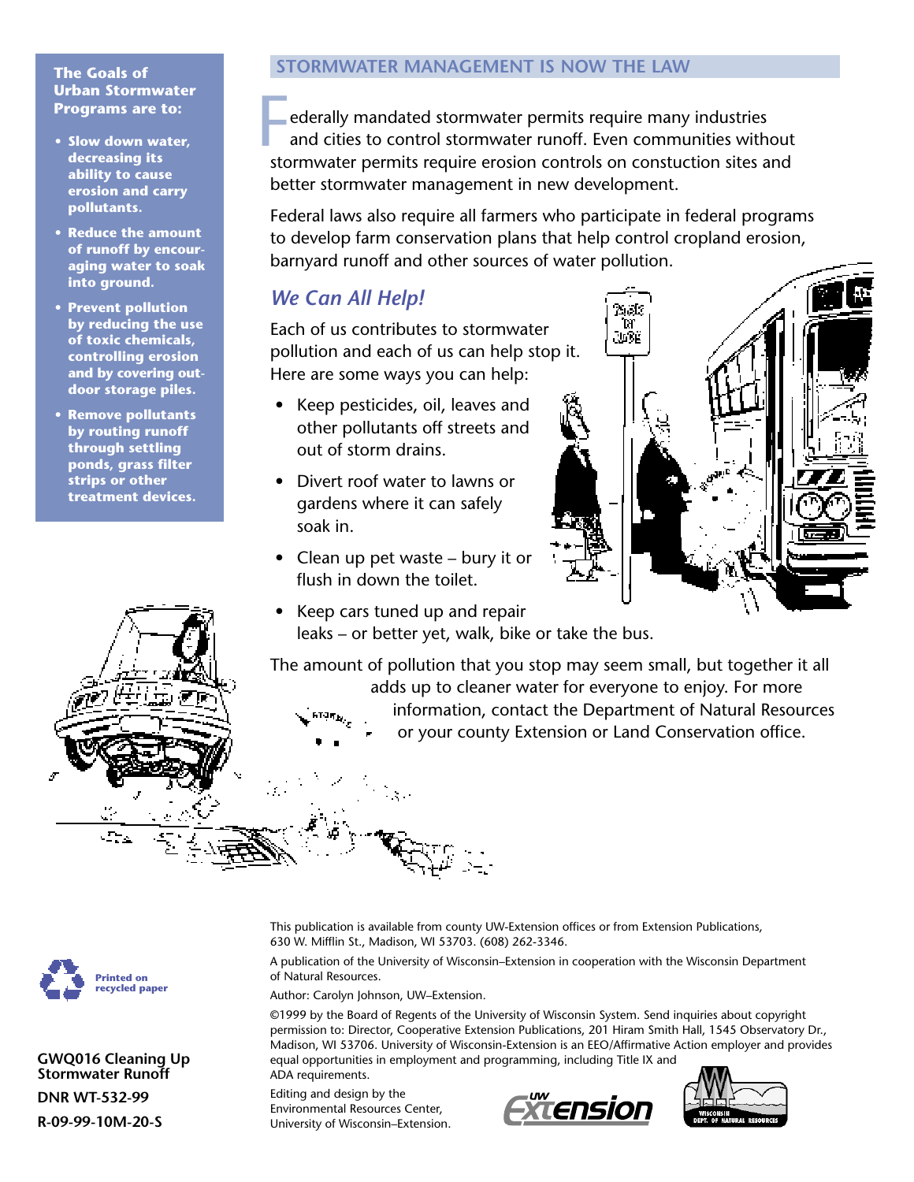**The Goals of Urban Stormwater Programs are to:**

- **Slow down water, decreasing its ability to cause erosion and carry pollutants.**
- **Reduce the amount of runoff by encouraging water to soak into ground.**
- **Prevent pollution by reducing the use of toxic chemicals, controlling erosion and by covering outdoor storage piles.**
- **Remove pollutants by routing runoff through settling ponds, grass filter strips or other treatment devices.**

## STORMWATER MANAGEMENT IS NOW THE LAW

Federally mandated stormwater permits require many industries and cities to control stormwater runoff. Even communities without stormwater permits require erosion controls on constuction sites and better stormwater management in new development.

Federal laws also require all farmers who participate in federal programs to develop farm conservation plans that help control cropland erosion, barnyard runoff and other sources of water pollution.

### *We Can All Help!*

Each of us contributes to stormwater pollution and each of us can help stop it. Here are some ways you can help:

- Keep pesticides, oil, leaves and other pollutants off streets and out of storm drains.
- Divert roof water to lawns or gardens where it can safely soak in.
- Clean up pet waste – bury it or flush in down the toilet.
- Keep cars tuned up and repair leaks – or better yet, walk, bike or take the bus.

The amount of pollution that you stop may seem small, but together it all adds up to cleaner water for everyone to enjoy. For more information, contact the Department of Natural Resources or your county Extension or Land Conservation office.

This publication is available from county UW-Extension offices or from Extension Publications, 630 W. Mifflin St., Madison, WI 53703. (608) 262-3346.

A publication of the University of Wisconsin–Extension in cooperation with the Wisconsin Department of Natural Resources.

Author: Carolyn Johnson, UW–Extension.

©1999 by the Board of Regents of the University of Wisconsin System. Send inquiries about copyright permission to: Director, Cooperative Extension Publications, 201 Hiram Smith Hall, 1545 Observatory Dr., Madison, WI 53706. University of Wisconsin-Extension is an EEO/Affirmative Action employer and provides equal opportunities in employment and programming, including Title IX and ADA requirements.

Editing and design by the Environmental Resources Center, University of Wisconsin–Extension.

Printed on recycled paper

**GWQ016 Cleaning Up Stormwater Runoff**

**DNR WT-532-99**

**R-09-99-10M-20-S**